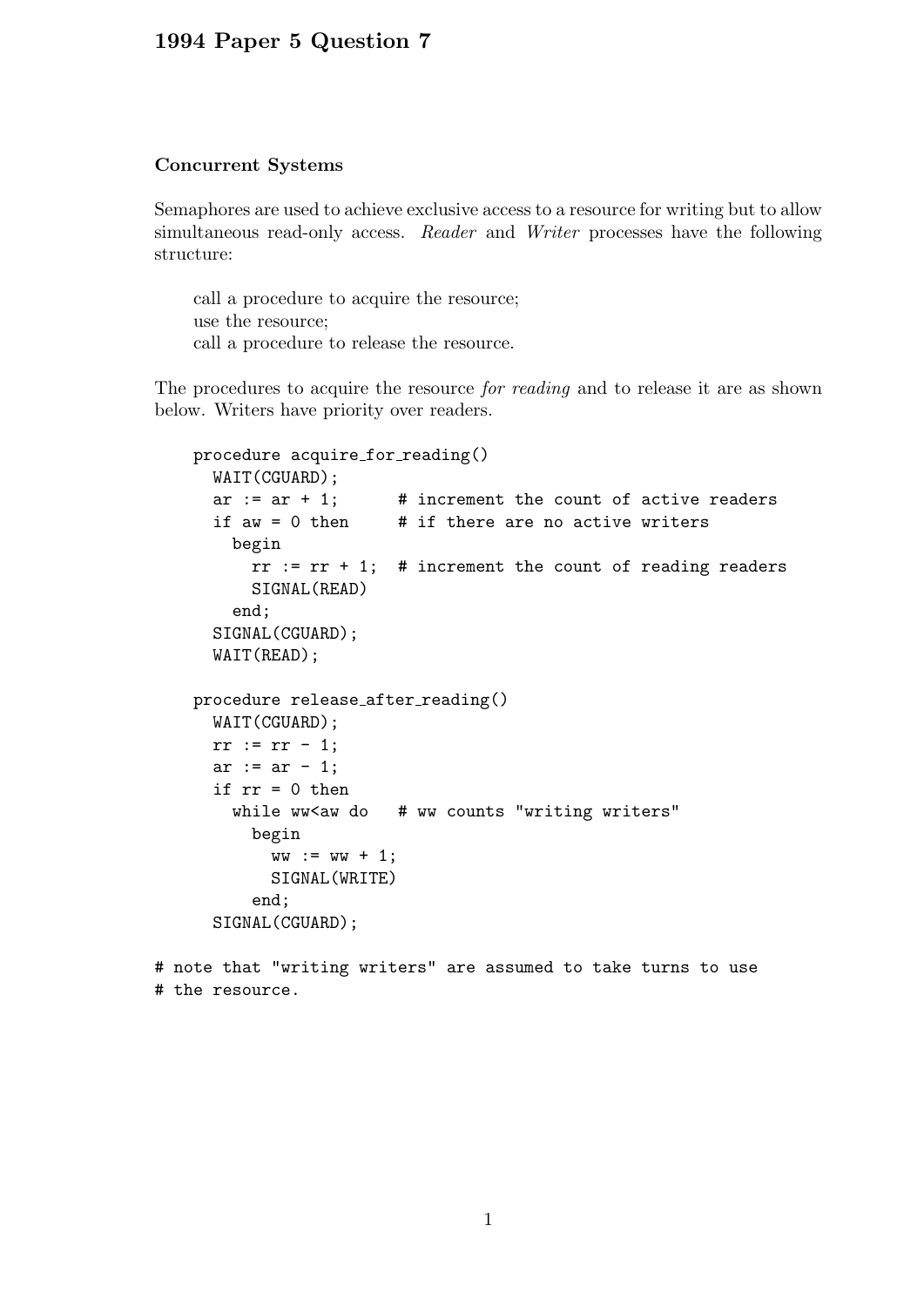# 1994 Paper 5 Question 7

### Concurrent Systems

Semaphores are used to achieve exclusive access to a resource for writing but to allow simultaneous read-only access. *Reader* and *Writer* processes have the following structure:

> call a procedure to acquire the resource;
> use the resource;
> call a procedure to release the resource.

The procedures to acquire the resource *for reading* and to release it are as shown below. Writers have priority over readers.

```
procedure acquire_for_reading()
  WAIT(CGUARD);
  ar := ar + 1;      # increment the count of active readers
  if aw = 0 then     # if there are no active writers
    begin
      rr := rr + 1;  # increment the count of reading readers
      SIGNAL(READ)
    end;
  SIGNAL(CGUARD);
  WAIT(READ);

procedure release_after_reading()
  WAIT(CGUARD);
  rr := rr - 1;
  ar := ar - 1;
  if rr = 0 then
    while ww<aw do   # ww counts "writing writers"
      begin
        ww := ww + 1;
        SIGNAL(WRITE)
      end;
  SIGNAL(CGUARD);
```

```
# note that "writing writers" are assumed to take turns to use
# the resource.
```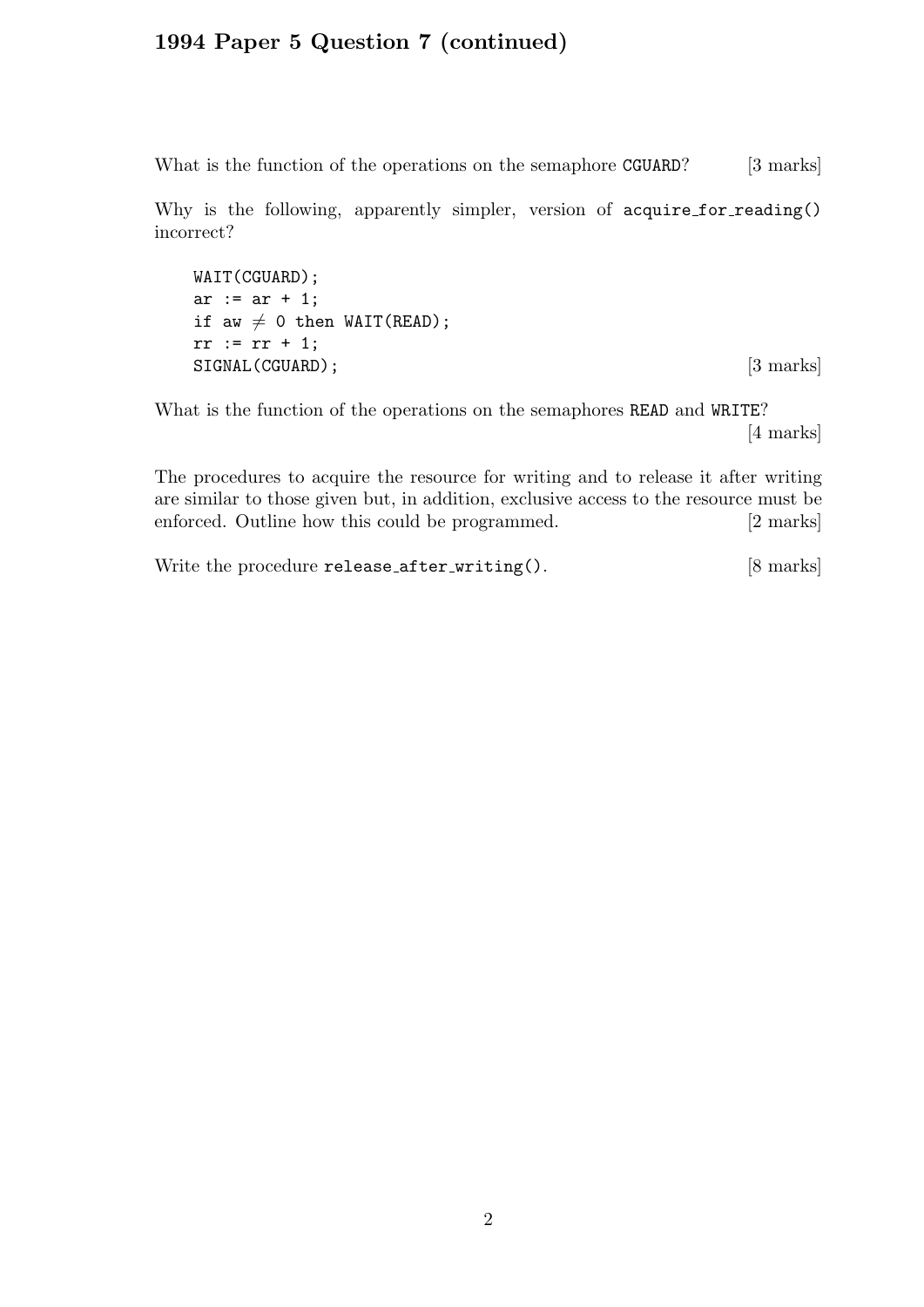## 1994 Paper 5 Question 7 (continued)

What is the function of the operations on the semaphore `CGUARD`? [3 marks]

Why is the following, apparently simpler, version of `acquire_for_reading()` incorrect?

```
WAIT(CGUARD);
ar := ar + 1;
if aw ≠ 0 then WAIT(READ);
rr := rr + 1;
SIGNAL(CGUARD);
```

[3 marks]

What is the function of the operations on the semaphores `READ` and `WRITE`? [4 marks]

The procedures to acquire the resource for writing and to release it after writing are similar to those given but, in addition, exclusive access to the resource must be enforced. Outline how this could be programmed. [2 marks]

Write the procedure `release_after_writing()`. [8 marks]